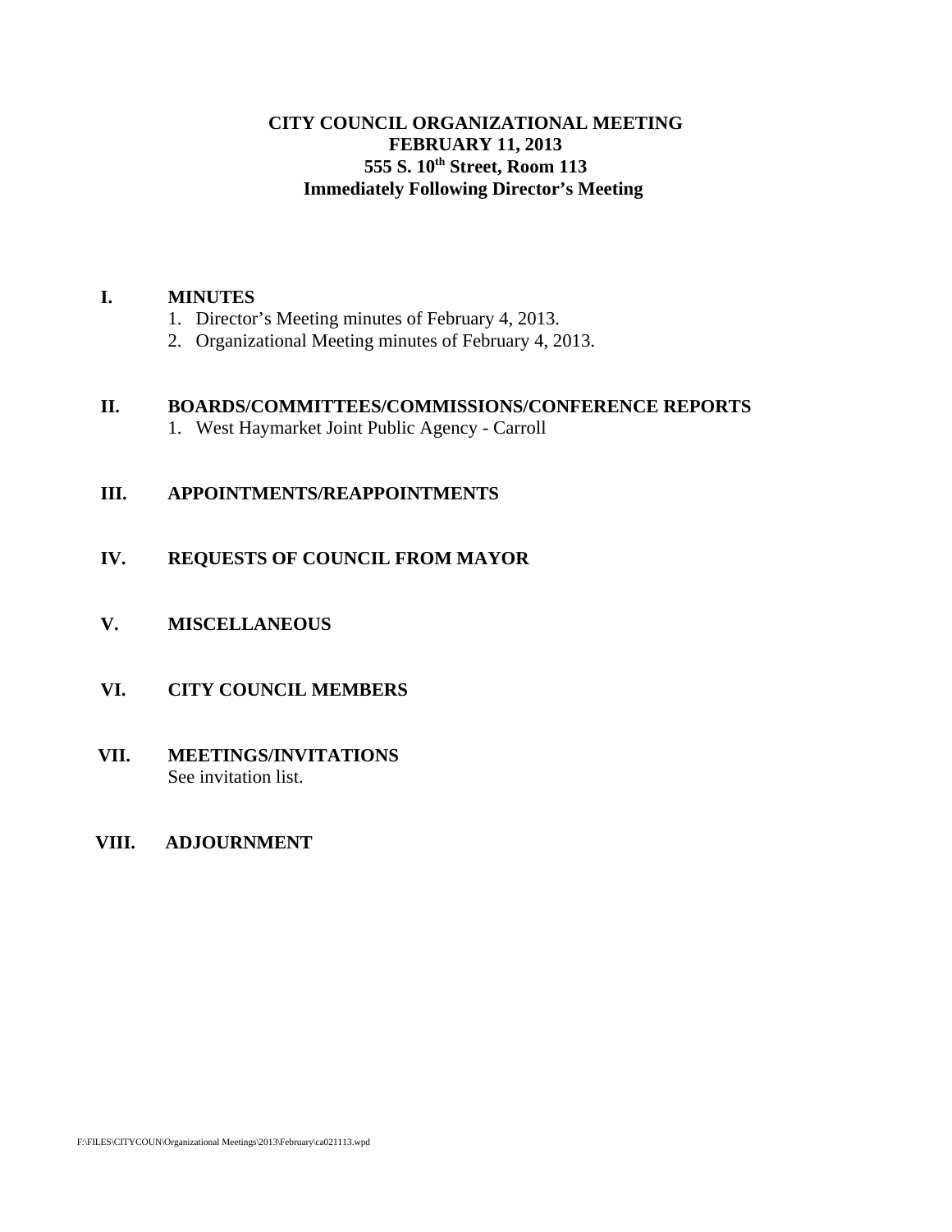# CITY COUNCIL ORGANIZATIONAL MEETING
## FEBRUARY 11, 2013
## 555 S. 10th Street, Room 113
## Immediately Following Director's Meeting

**I. MINUTES**

1. Director's Meeting minutes of February 4, 2013.
2. Organizational Meeting minutes of February 4, 2013.

**II. BOARDS/COMMITTEES/COMMISSIONS/CONFERENCE REPORTS**

1. West Haymarket Joint Public Agency - Carroll

**III. APPOINTMENTS/REAPPOINTMENTS**

**IV. REQUESTS OF COUNCIL FROM MAYOR**

**V. MISCELLANEOUS**

**VI. CITY COUNCIL MEMBERS**

**VII. MEETINGS/INVITATIONS**

See invitation list.

**VIII. ADJOURNMENT**

F:\FILES\CITYCOUN\Organizational Meetings\2013\February\ca021113.wpd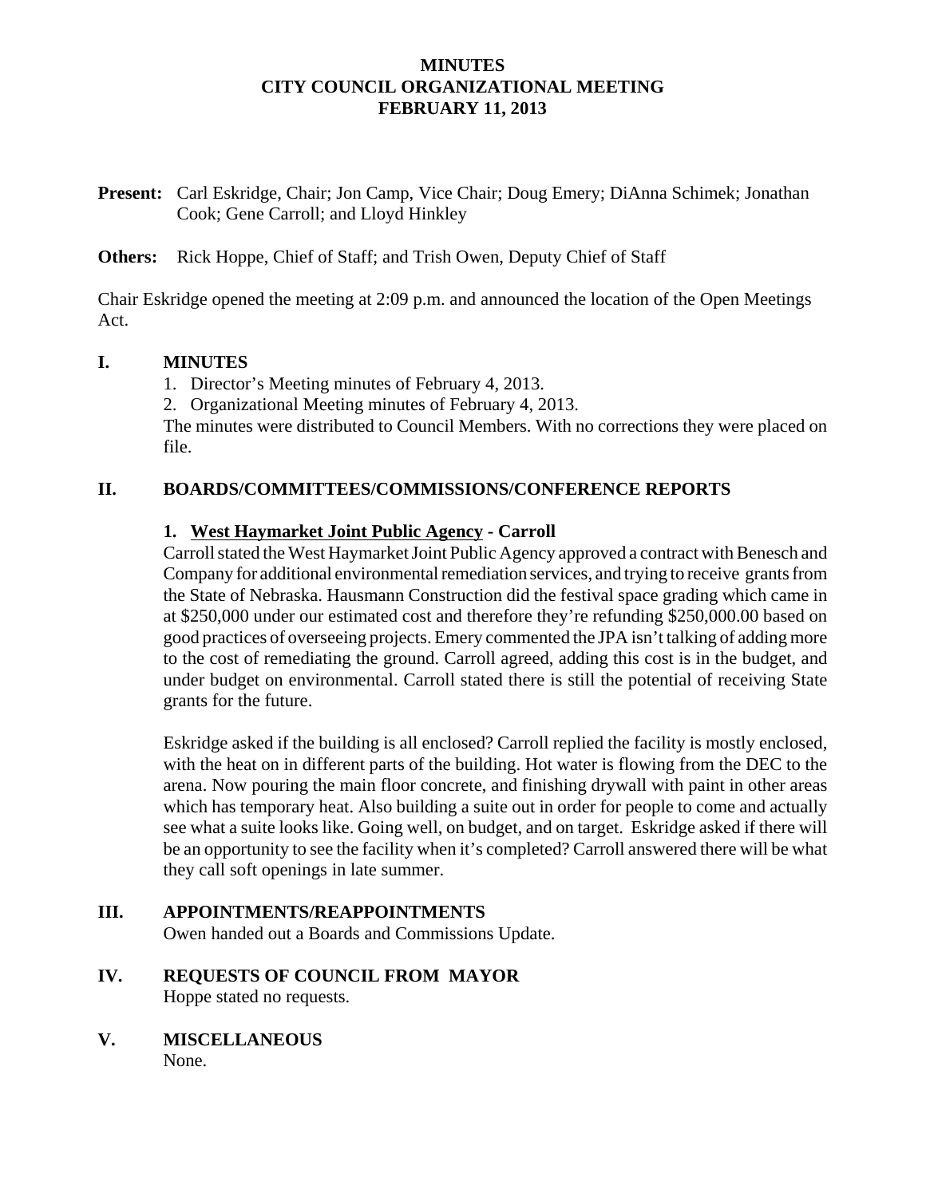# MINUTES
# CITY COUNCIL ORGANIZATIONAL MEETING
# FEBRUARY 11, 2013

**Present:** Carl Eskridge, Chair; Jon Camp, Vice Chair; Doug Emery; DiAnna Schimek; Jonathan Cook; Gene Carroll; and Lloyd Hinkley

**Others:** Rick Hoppe, Chief of Staff; and Trish Owen, Deputy Chief of Staff

Chair Eskridge opened the meeting at 2:09 p.m. and announced the location of the Open Meetings Act.

## I. MINUTES

1. Director's Meeting minutes of February 4, 2013.
2. Organizational Meeting minutes of February 4, 2013.

The minutes were distributed to Council Members. With no corrections they were placed on file.

## II. BOARDS/COMMITTEES/COMMISSIONS/CONFERENCE REPORTS

### 1. West Haymarket Joint Public Agency - Carroll

Carroll stated the West Haymarket Joint Public Agency approved a contract with Benesch and Company for additional environmental remediation services, and trying to receive grants from the State of Nebraska. Hausmann Construction did the festival space grading which came in at $250,000 under our estimated cost and therefore they're refunding $250,000.00 based on good practices of overseeing projects. Emery commented the JPA isn't talking of adding more to the cost of remediating the ground. Carroll agreed, adding this cost is in the budget, and under budget on environmental. Carroll stated there is still the potential of receiving State grants for the future.

Eskridge asked if the building is all enclosed? Carroll replied the facility is mostly enclosed, with the heat on in different parts of the building. Hot water is flowing from the DEC to the arena. Now pouring the main floor concrete, and finishing drywall with paint in other areas which has temporary heat. Also building a suite out in order for people to come and actually see what a suite looks like. Going well, on budget, and on target. Eskridge asked if there will be an opportunity to see the facility when it's completed? Carroll answered there will be what they call soft openings in late summer.

## III. APPOINTMENTS/REAPPOINTMENTS

Owen handed out a Boards and Commissions Update.

## IV. REQUESTS OF COUNCIL FROM MAYOR

Hoppe stated no requests.

## V. MISCELLANEOUS

None.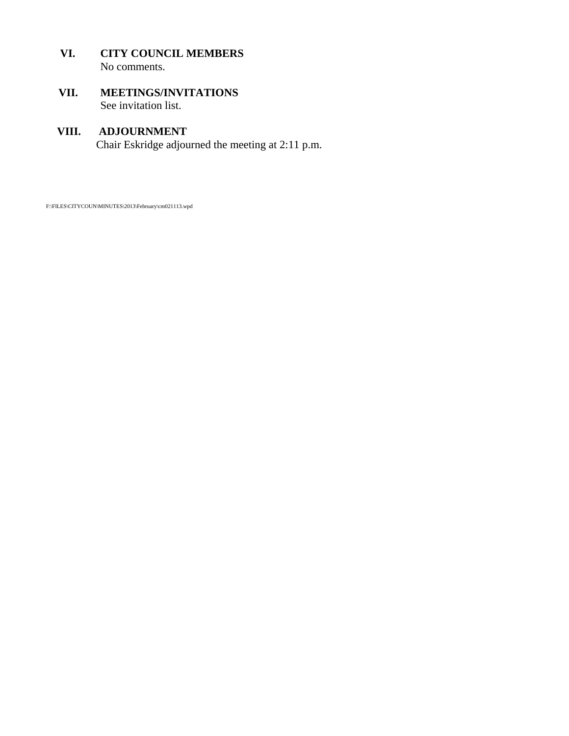**VI. CITY COUNCIL MEMBERS**

No comments.

**VII. MEETINGS/INVITATIONS**

See invitation list.

**VIII. ADJOURNMENT**

Chair Eskridge adjourned the meeting at 2:11 p.m.

F:\FILES\CITYCOUN\MINUTES\2013\February\cm021113.wpd